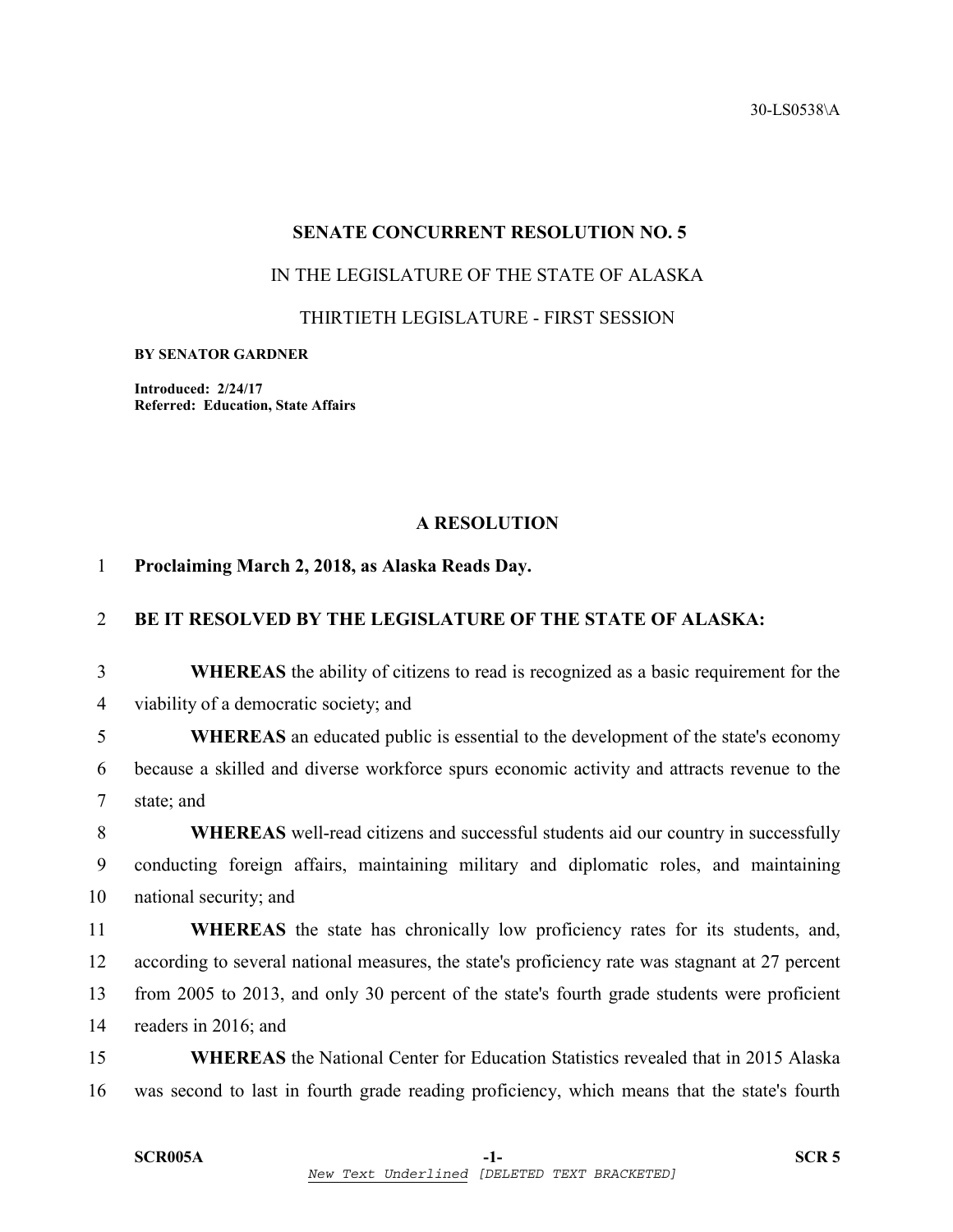30-LS0538\A

## SENATE CONCURRENT RESOLUTION NO. 5

IN THE LEGISLATURE OF THE STATE OF ALASKA

THIRTIETH LEGISLATURE - FIRST SESSION

**BY SENATOR GARDNER**

**Introduced: 2/24/17**
**Referred: Education, State Affairs**

### A RESOLUTION

**Proclaiming March 2, 2018, as Alaska Reads Day.**

**BE IT RESOLVED BY THE LEGISLATURE OF THE STATE OF ALASKA:**

**WHEREAS** the ability of citizens to read is recognized as a basic requirement for the viability of a democratic society; and

**WHEREAS** an educated public is essential to the development of the state's economy because a skilled and diverse workforce spurs economic activity and attracts revenue to the state; and

**WHEREAS** well-read citizens and successful students aid our country in successfully conducting foreign affairs, maintaining military and diplomatic roles, and maintaining national security; and

**WHEREAS** the state has chronically low proficiency rates for its students, and, according to several national measures, the state's proficiency rate was stagnant at 27 percent from 2005 to 2013, and only 30 percent of the state's fourth grade students were proficient readers in 2016; and

**WHEREAS** the National Center for Education Statistics revealed that in 2015 Alaska was second to last in fourth grade reading proficiency, which means that the state's fourth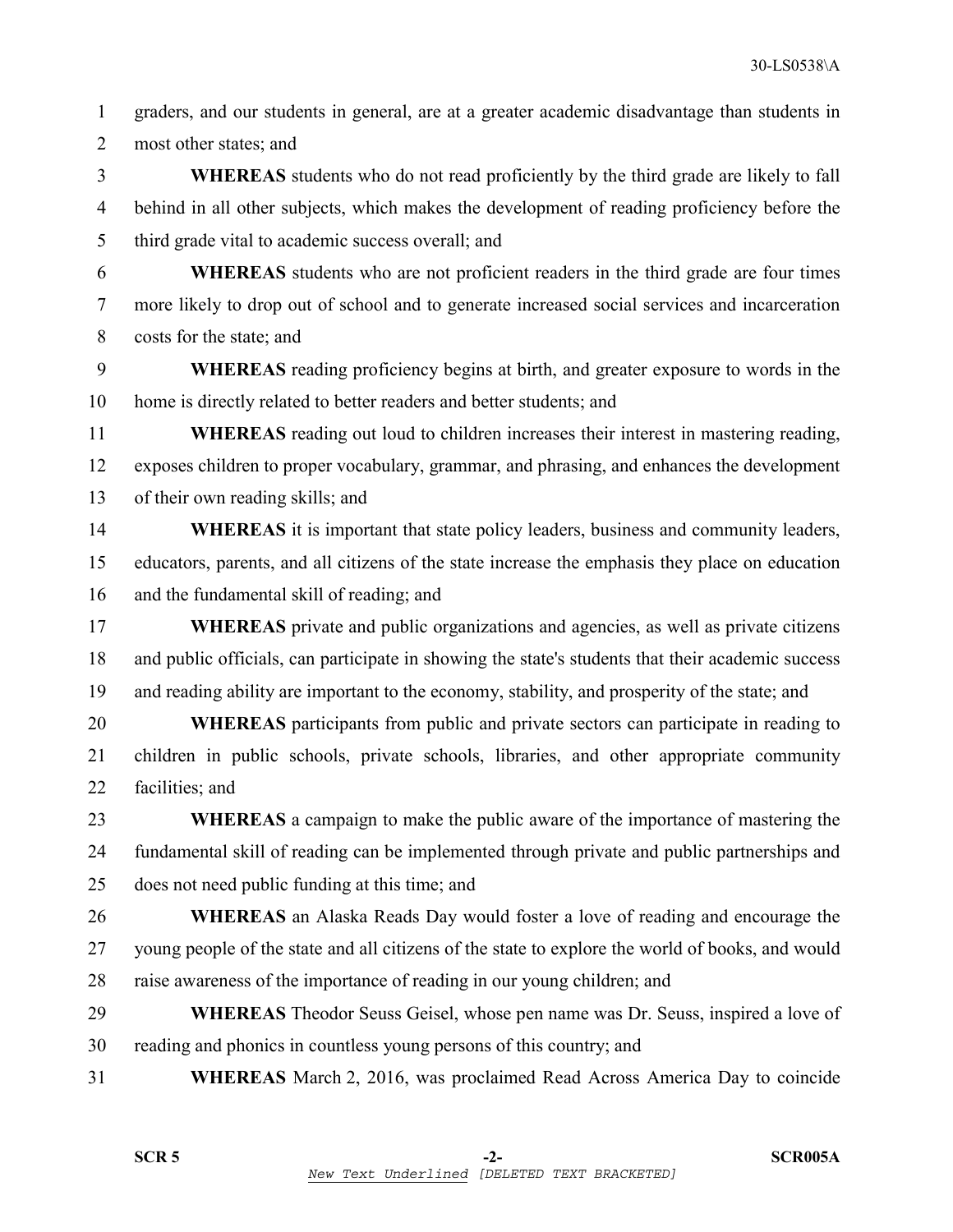graders, and our students in general, are at a greater academic disadvantage than students in most other states; and

**WHEREAS** students who do not read proficiently by the third grade are likely to fall behind in all other subjects, which makes the development of reading proficiency before the third grade vital to academic success overall; and

**WHEREAS** students who are not proficient readers in the third grade are four times more likely to drop out of school and to generate increased social services and incarceration costs for the state; and

**WHEREAS** reading proficiency begins at birth, and greater exposure to words in the home is directly related to better readers and better students; and

**WHEREAS** reading out loud to children increases their interest in mastering reading, exposes children to proper vocabulary, grammar, and phrasing, and enhances the development of their own reading skills; and

**WHEREAS** it is important that state policy leaders, business and community leaders, educators, parents, and all citizens of the state increase the emphasis they place on education and the fundamental skill of reading; and

**WHEREAS** private and public organizations and agencies, as well as private citizens and public officials, can participate in showing the state's students that their academic success and reading ability are important to the economy, stability, and prosperity of the state; and

**WHEREAS** participants from public and private sectors can participate in reading to children in public schools, private schools, libraries, and other appropriate community facilities; and

**WHEREAS** a campaign to make the public aware of the importance of mastering the fundamental skill of reading can be implemented through private and public partnerships and does not need public funding at this time; and

**WHEREAS** an Alaska Reads Day would foster a love of reading and encourage the young people of the state and all citizens of the state to explore the world of books, and would raise awareness of the importance of reading in our young children; and

**WHEREAS** Theodor Seuss Geisel, whose pen name was Dr. Seuss, inspired a love of reading and phonics in countless young persons of this country; and

**WHEREAS** March 2, 2016, was proclaimed Read Across America Day to coincide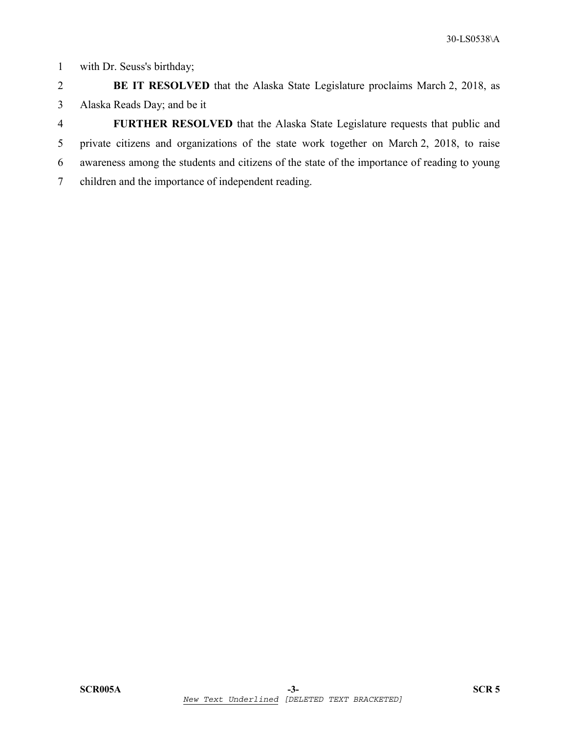with Dr. Seuss's birthday;

**BE IT RESOLVED** that the Alaska State Legislature proclaims March 2, 2018, as Alaska Reads Day; and be it

**FURTHER RESOLVED** that the Alaska State Legislature requests that public and private citizens and organizations of the state work together on March 2, 2018, to raise awareness among the students and citizens of the state of the importance of reading to young children and the importance of independent reading.